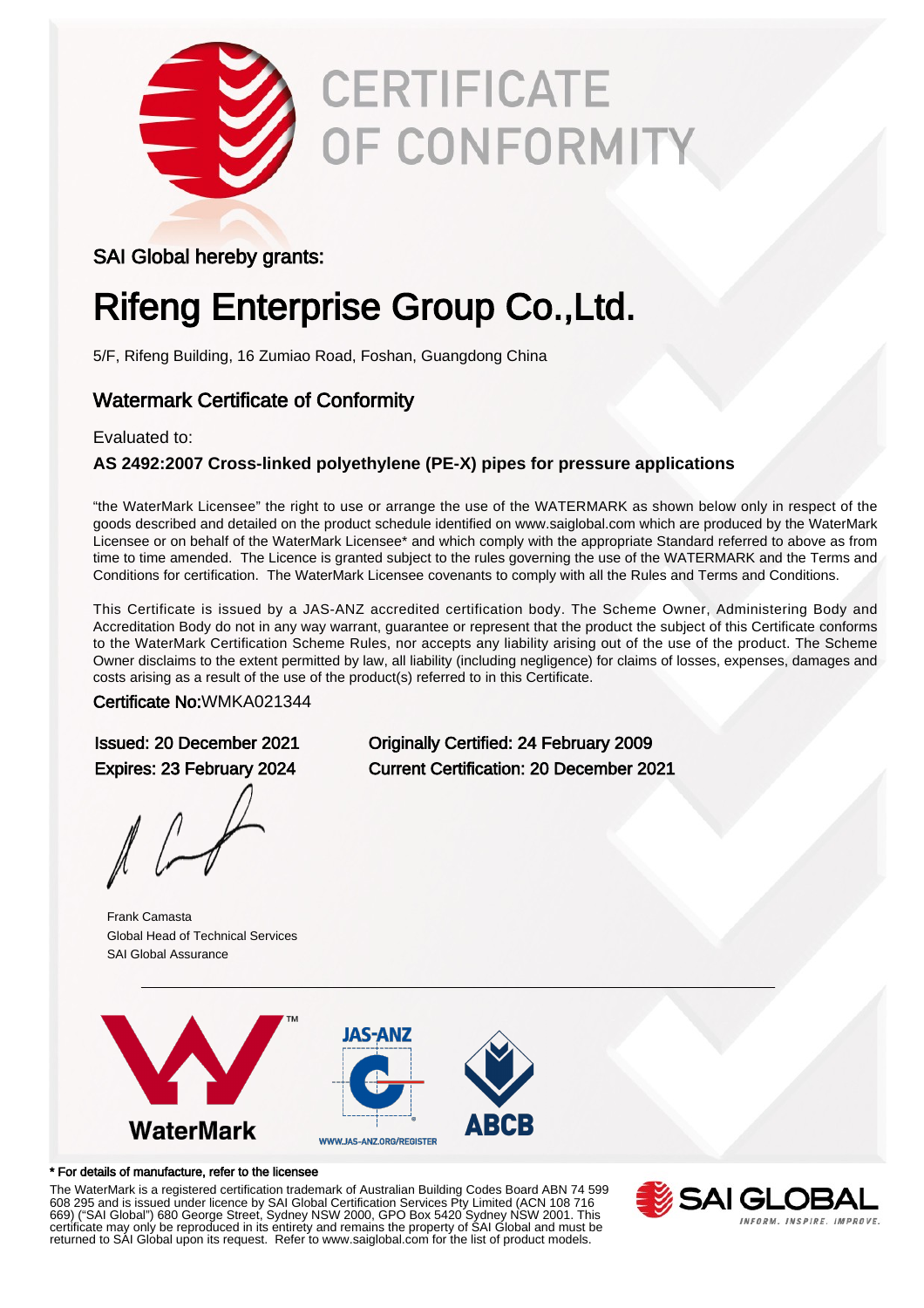# CERTIFICATE OF CONFORMITY

SAI Global hereby grants:

## Rifeng Enterprise Group Co.,Ltd.

5/F, Rifeng Building, 16 Zumiao Road, Foshan, Guangdong China

### Watermark Certificate of Conformity

Evaluated to:

**AS 2492:2007 Cross-linked polyethylene (PE-X) pipes for pressure applications**

"the WaterMark Licensee" the right to use or arrange the use of the WATERMARK as shown below only in respect of the goods described and detailed on the product schedule identified on www.saiglobal.com which are produced by the WaterMark Licensee or on behalf of the WaterMark Licensee* and which comply with the appropriate Standard referred to above as from time to time amended. The Licence is granted subject to the rules governing the use of the WATERMARK and the Terms and Conditions for certification. The WaterMark Licensee covenants to comply with all the Rules and Terms and Conditions.

This Certificate is issued by a JAS-ANZ accredited certification body. The Scheme Owner, Administering Body and Accreditation Body do not in any way warrant, guarantee or represent that the product the subject of this Certificate conforms to the WaterMark Certification Scheme Rules, nor accepts any liability arising out of the use of the product. The Scheme Owner disclaims to the extent permitted by law, all liability (including negligence) for claims of losses, expenses, damages and costs arising as a result of the use of the product(s) referred to in this Certificate.

Certificate No:WMKA021344

Issued: 20 December 2021
Expires: 23 February 2024

Originally Certified: 24 February 2009
Current Certification: 20 December 2021

Frank Camasta
Global Head of Technical Services
SAI Global Assurance

WaterMark™ | JAS-ANZ WWW.JAS-ANZ.ORG/REGISTER | ABCB

\* For details of manufacture, refer to the licensee

The WaterMark is a registered certification trademark of Australian Building Codes Board ABN 74 599 608 295 and is issued under licence by SAI Global Certification Services Pty Limited (ACN 108 716 669) ("SAI Global") 680 George Street, Sydney NSW 2000, GPO Box 5420 Sydney NSW 2001. This certificate may only be reproduced in its entirety and remains the property of SAI Global and must be returned to SAI Global upon its request. Refer to www.saiglobal.com for the list of product models.

SAI GLOBAL — INFORM. INSPIRE. IMPROVE.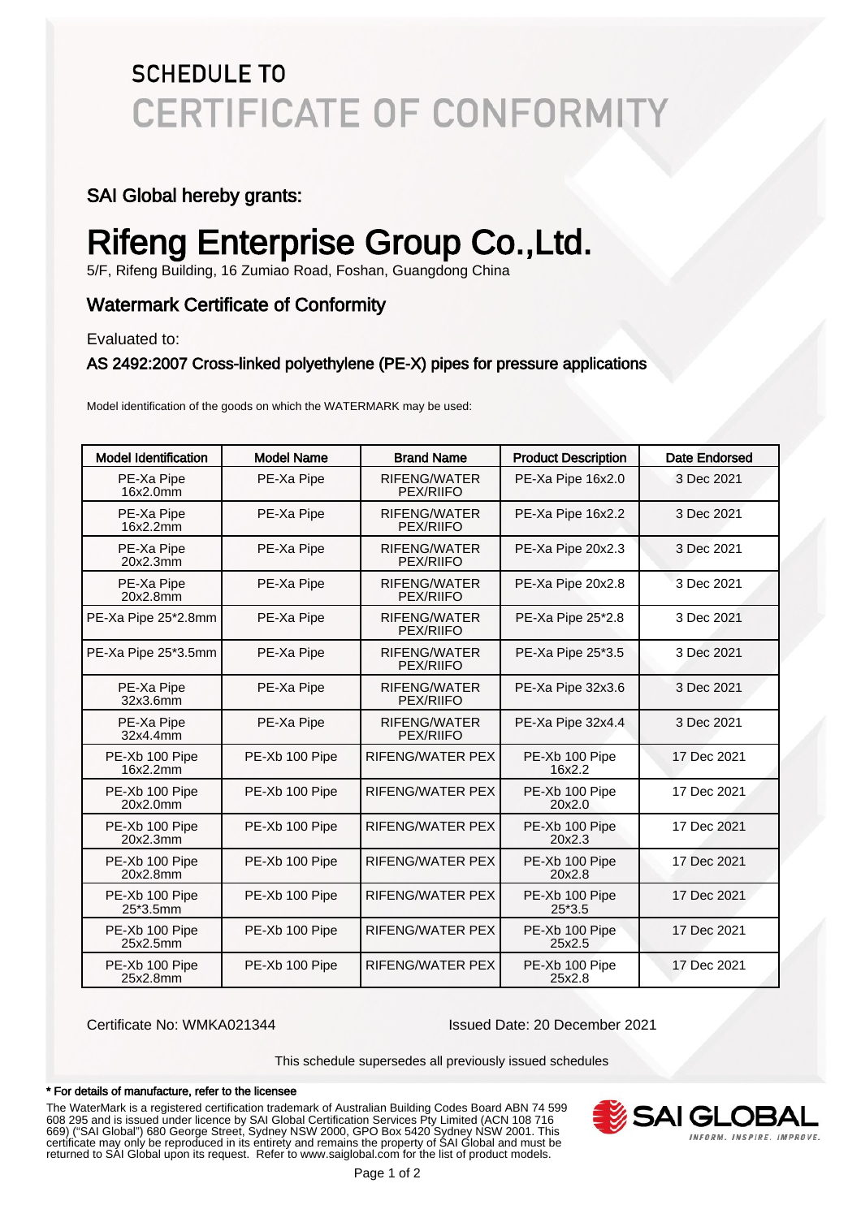# SCHEDULE TO CERTIFICATE OF CONFORMITY

SAI Global hereby grants:

# Rifeng Enterprise Group Co.,Ltd.

5/F, Rifeng Building, 16 Zumiao Road, Foshan, Guangdong China

## Watermark Certificate of Conformity

Evaluated to:

### AS 2492:2007 Cross-linked polyethylene (PE-X) pipes for pressure applications

Model identification of the goods on which the WATERMARK may be used:

| Model Identification | Model Name | Brand Name | Product Description | Date Endorsed |
|---|---|---|---|---|
| PE-Xa Pipe 16x2.0mm | PE-Xa Pipe | RIFENG/WATER PEX/RIIFO | PE-Xa Pipe 16x2.0 | 3 Dec 2021 |
| PE-Xa Pipe 16x2.2mm | PE-Xa Pipe | RIFENG/WATER PEX/RIIFO | PE-Xa Pipe 16x2.2 | 3 Dec 2021 |
| PE-Xa Pipe 20x2.3mm | PE-Xa Pipe | RIFENG/WATER PEX/RIIFO | PE-Xa Pipe 20x2.3 | 3 Dec 2021 |
| PE-Xa Pipe 20x2.8mm | PE-Xa Pipe | RIFENG/WATER PEX/RIIFO | PE-Xa Pipe 20x2.8 | 3 Dec 2021 |
| PE-Xa Pipe 25*2.8mm | PE-Xa Pipe | RIFENG/WATER PEX/RIIFO | PE-Xa Pipe 25*2.8 | 3 Dec 2021 |
| PE-Xa Pipe 25*3.5mm | PE-Xa Pipe | RIFENG/WATER PEX/RIIFO | PE-Xa Pipe 25*3.5 | 3 Dec 2021 |
| PE-Xa Pipe 32x3.6mm | PE-Xa Pipe | RIFENG/WATER PEX/RIIFO | PE-Xa Pipe 32x3.6 | 3 Dec 2021 |
| PE-Xa Pipe 32x4.4mm | PE-Xa Pipe | RIFENG/WATER PEX/RIIFO | PE-Xa Pipe 32x4.4 | 3 Dec 2021 |
| PE-Xb 100 Pipe 16x2.2mm | PE-Xb 100 Pipe | RIFENG/WATER PEX | PE-Xb 100 Pipe 16x2.2 | 17 Dec 2021 |
| PE-Xb 100 Pipe 20x2.0mm | PE-Xb 100 Pipe | RIFENG/WATER PEX | PE-Xb 100 Pipe 20x2.0 | 17 Dec 2021 |
| PE-Xb 100 Pipe 20x2.3mm | PE-Xb 100 Pipe | RIFENG/WATER PEX | PE-Xb 100 Pipe 20x2.3 | 17 Dec 2021 |
| PE-Xb 100 Pipe 20x2.8mm | PE-Xb 100 Pipe | RIFENG/WATER PEX | PE-Xb 100 Pipe 20x2.8 | 17 Dec 2021 |
| PE-Xb 100 Pipe 25*3.5mm | PE-Xb 100 Pipe | RIFENG/WATER PEX | PE-Xb 100 Pipe 25*3.5 | 17 Dec 2021 |
| PE-Xb 100 Pipe 25x2.5mm | PE-Xb 100 Pipe | RIFENG/WATER PEX | PE-Xb 100 Pipe 25x2.5 | 17 Dec 2021 |
| PE-Xb 100 Pipe 25x2.8mm | PE-Xb 100 Pipe | RIFENG/WATER PEX | PE-Xb 100 Pipe 25x2.8 | 17 Dec 2021 |

Certificate No: WMKA021344

Issued Date: 20 December 2021

This schedule supersedes all previously issued schedules

**\* For details of manufacture, refer to the licensee**

The WaterMark is a registered certification trademark of Australian Building Codes Board ABN 74 599 608 295 and is issued under licence by SAI Global Certification Services Pty Limited (ACN 108 716 669) ("SAI Global") 680 George Street, Sydney NSW 2000, GPO Box 5420 Sydney NSW 2001. This certificate may only be reproduced in its entirety and remains the property of SAI Global and must be returned to SAI Global upon its request. Refer to www.saiglobal.com for the list of product models.

SAI GLOBAL
INFORM. INSPIRE. IMPROVE.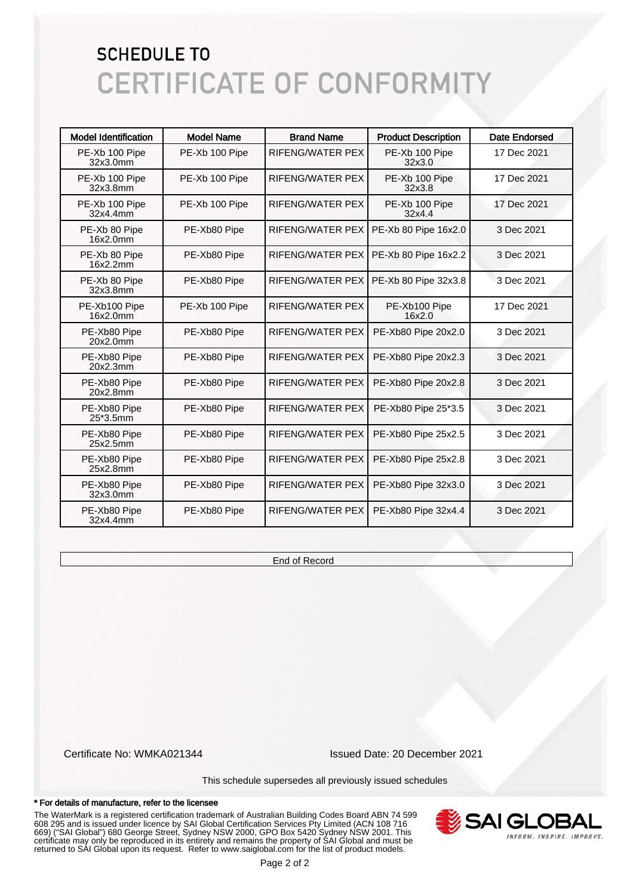# SCHEDULE TO
# CERTIFICATE OF CONFORMITY

| Model Identification | Model Name | Brand Name | Product Description | Date Endorsed |
|---|---|---|---|---|
| PE-Xb 100 Pipe 32x3.0mm | PE-Xb 100 Pipe | RIFENG/WATER PEX | PE-Xb 100 Pipe 32x3.0 | 17 Dec 2021 |
| PE-Xb 100 Pipe 32x3.8mm | PE-Xb 100 Pipe | RIFENG/WATER PEX | PE-Xb 100 Pipe 32x3.8 | 17 Dec 2021 |
| PE-Xb 100 Pipe 32x4.4mm | PE-Xb 100 Pipe | RIFENG/WATER PEX | PE-Xb 100 Pipe 32x4.4 | 17 Dec 2021 |
| PE-Xb 80 Pipe 16x2.0mm | PE-Xb80 Pipe | RIFENG/WATER PEX | PE-Xb 80 Pipe 16x2.0 | 3 Dec 2021 |
| PE-Xb 80 Pipe 16x2.2mm | PE-Xb80 Pipe | RIFENG/WATER PEX | PE-Xb 80 Pipe 16x2.2 | 3 Dec 2021 |
| PE-Xb 80 Pipe 32x3.8mm | PE-Xb80 Pipe | RIFENG/WATER PEX | PE-Xb 80 Pipe 32x3.8 | 3 Dec 2021 |
| PE-Xb100 Pipe 16x2.0mm | PE-Xb 100 Pipe | RIFENG/WATER PEX | PE-Xb100 Pipe 16x2.0 | 17 Dec 2021 |
| PE-Xb80 Pipe 20x2.0mm | PE-Xb80 Pipe | RIFENG/WATER PEX | PE-Xb80 Pipe 20x2.0 | 3 Dec 2021 |
| PE-Xb80 Pipe 20x2.3mm | PE-Xb80 Pipe | RIFENG/WATER PEX | PE-Xb80 Pipe 20x2.3 | 3 Dec 2021 |
| PE-Xb80 Pipe 20x2.8mm | PE-Xb80 Pipe | RIFENG/WATER PEX | PE-Xb80 Pipe 20x2.8 | 3 Dec 2021 |
| PE-Xb80 Pipe 25*3.5mm | PE-Xb80 Pipe | RIFENG/WATER PEX | PE-Xb80 Pipe 25*3.5 | 3 Dec 2021 |
| PE-Xb80 Pipe 25x2.5mm | PE-Xb80 Pipe | RIFENG/WATER PEX | PE-Xb80 Pipe 25x2.5 | 3 Dec 2021 |
| PE-Xb80 Pipe 25x2.8mm | PE-Xb80 Pipe | RIFENG/WATER PEX | PE-Xb80 Pipe 25x2.8 | 3 Dec 2021 |
| PE-Xb80 Pipe 32x3.0mm | PE-Xb80 Pipe | RIFENG/WATER PEX | PE-Xb80 Pipe 32x3.0 | 3 Dec 2021 |
| PE-Xb80 Pipe 32x4.4mm | PE-Xb80 Pipe | RIFENG/WATER PEX | PE-Xb80 Pipe 32x4.4 | 3 Dec 2021 |

End of Record

Certificate No: WMKA021344

Issued Date: 20 December 2021

This schedule supersedes all previously issued schedules

**\* For details of manufacture, refer to the licensee**

The WaterMark is a registered certification trademark of Australian Building Codes Board ABN 74 599 608 295 and is issued under licence by SAI Global Certification Services Pty Limited (ACN 108 716 669) ("SAI Global") 680 George Street, Sydney NSW 2000, GPO Box 5420 Sydney NSW 2001. This certificate may only be reproduced in its entirety and remains the property of SAI Global and must be returned to SAI Global upon its request. Refer to www.saiglobal.com for the list of product models.

SAI GLOBAL
INFORM. INSPIRE. IMPROVE.